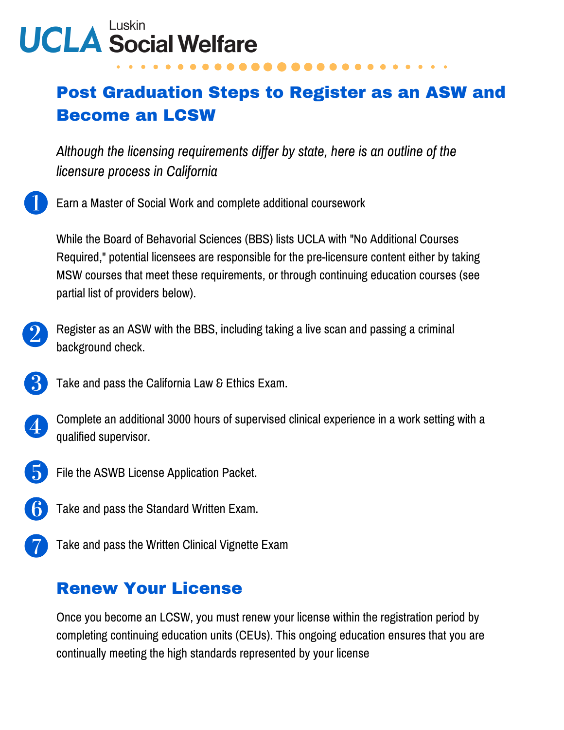UCLA Luskin Social Welfare

# Post Graduation Steps to Register as an ASW and Become an LCSW

*Although the licensing requirements differ by state, here is an outline of the licensure process in California*

1. Earn a Master of Social Work and complete additional coursework

   While the Board of Behavorial Sciences (BBS) lists UCLA with "No Additional Courses Required," potential licensees are responsible for the pre-licensure content either by taking MSW courses that meet these requirements, or through continuing education courses (see partial list of providers below).

2. Register as an ASW with the BBS, including taking a live scan and passing a criminal background check.

3. Take and pass the California Law & Ethics Exam.

4. Complete an additional 3000 hours of supervised clinical experience in a work setting with a qualified supervisor.

5. File the ASWB License Application Packet.

6. Take and pass the Standard Written Exam.

7. Take and pass the Written Clinical Vignette Exam

## Renew Your License

Once you become an LCSW, you must renew your license within the registration period by completing continuing education units (CEUs). This ongoing education ensures that you are continually meeting the high standards represented by your license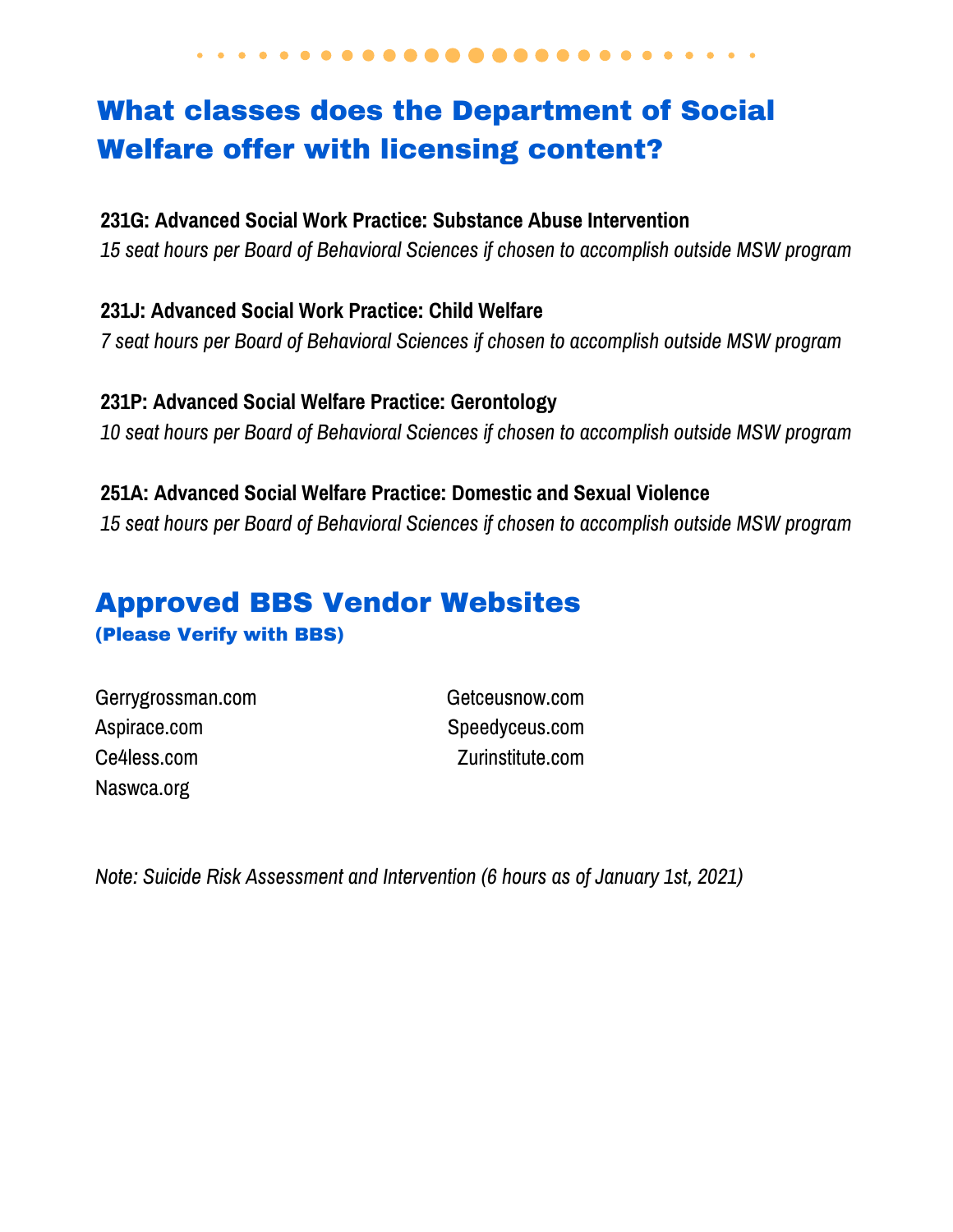## What classes does the Department of Social Welfare offer with licensing content?

**231G: Advanced Social Work Practice: Substance Abuse Intervention**
*15 seat hours per Board of Behavioral Sciences if chosen to accomplish outside MSW program*

**231J: Advanced Social Work Practice: Child Welfare**
*7 seat hours per Board of Behavioral Sciences if chosen to accomplish outside MSW program*

**231P: Advanced Social Welfare Practice: Gerontology**
*10 seat hours per Board of Behavioral Sciences if chosen to accomplish outside MSW program*

**251A: Advanced Social Welfare Practice: Domestic and Sexual Violence**
*15 seat hours per Board of Behavioral Sciences if chosen to accomplish outside MSW program*

## Approved BBS Vendor Websites

**(Please Verify with BBS)**

- Gerrygrossman.com
- Aspirace.com
- Ce4less.com
- Naswca.org
- Getceusnow.com
- Speedyceus.com
- Zurinstitute.com

*Note: Suicide Risk Assessment and Intervention (6 hours as of January 1st, 2021)*